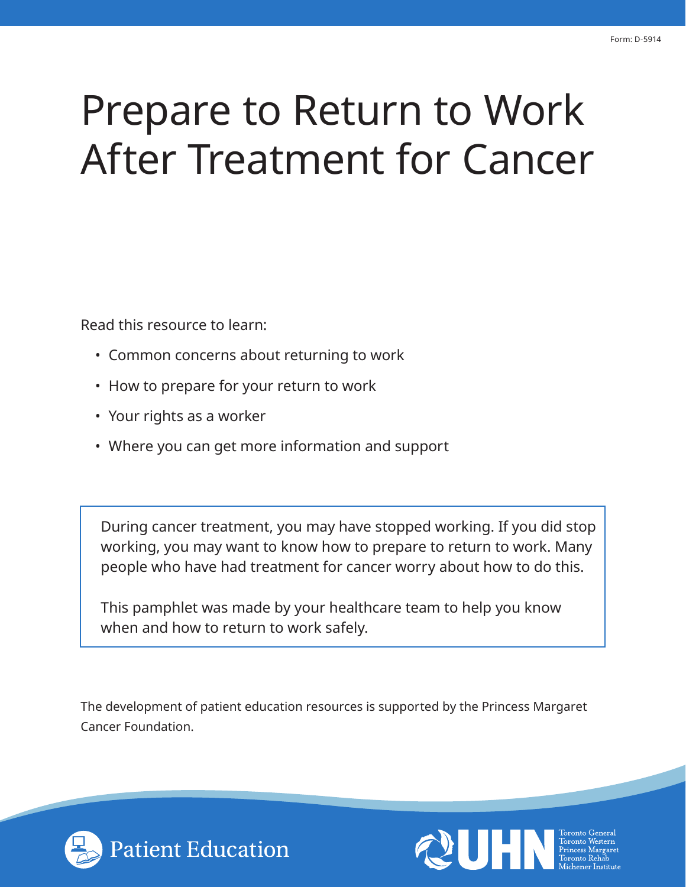Form: D-5914

# Prepare to Return to Work After Treatment for Cancer

Read this resource to learn:

- Common concerns about returning to work
- How to prepare for your return to work
- Your rights as a worker
- Where you can get more information and support

During cancer treatment, you may have stopped working. If you did stop working, you may want to know how to prepare to return to work. Many people who have had treatment for cancer worry about how to do this.

This pamphlet was made by your healthcare team to help you know when and how to return to work safely.

The development of patient education resources is supported by the Princess Margaret Cancer Foundation.

Patient Education

UHN Toronto General, Toronto Western, Princess Margaret, Toronto Rehab, Michener Institute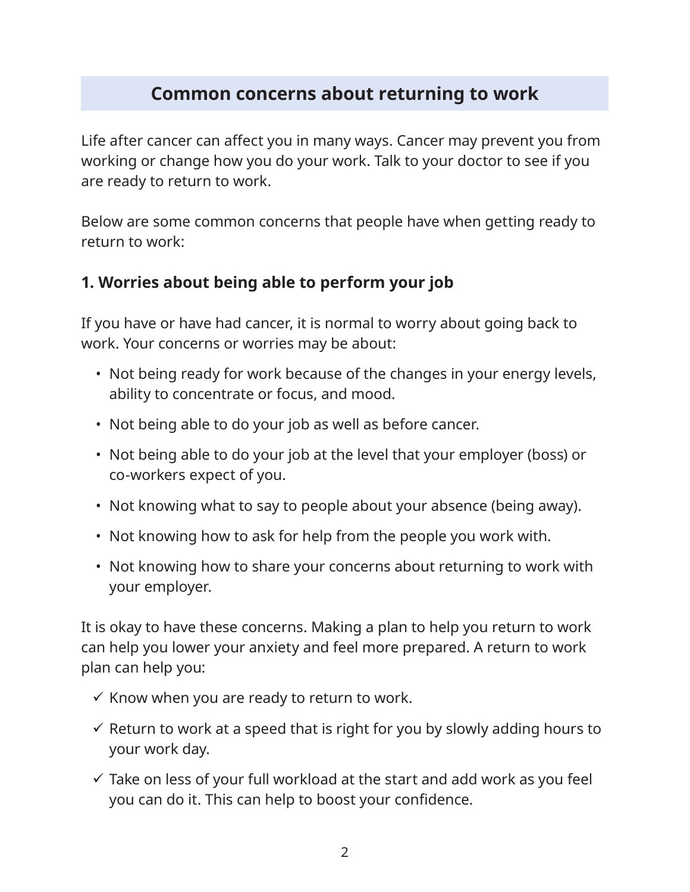## Common concerns about returning to work

Life after cancer can affect you in many ways. Cancer may prevent you from working or change how you do your work. Talk to your doctor to see if you are ready to return to work.

Below are some common concerns that people have when getting ready to return to work:

### 1. Worries about being able to perform your job

If you have or have had cancer, it is normal to worry about going back to work. Your concerns or worries may be about:

- Not being ready for work because of the changes in your energy levels, ability to concentrate or focus, and mood.
- Not being able to do your job as well as before cancer.
- Not being able to do your job at the level that your employer (boss) or co-workers expect of you.
- Not knowing what to say to people about your absence (being away).
- Not knowing how to ask for help from the people you work with.
- Not knowing how to share your concerns about returning to work with your employer.

It is okay to have these concerns. Making a plan to help you return to work can help you lower your anxiety and feel more prepared. A return to work plan can help you:

- ✓ Know when you are ready to return to work.
- ✓ Return to work at a speed that is right for you by slowly adding hours to your work day.
- ✓ Take on less of your full workload at the start and add work as you feel you can do it. This can help to boost your confidence.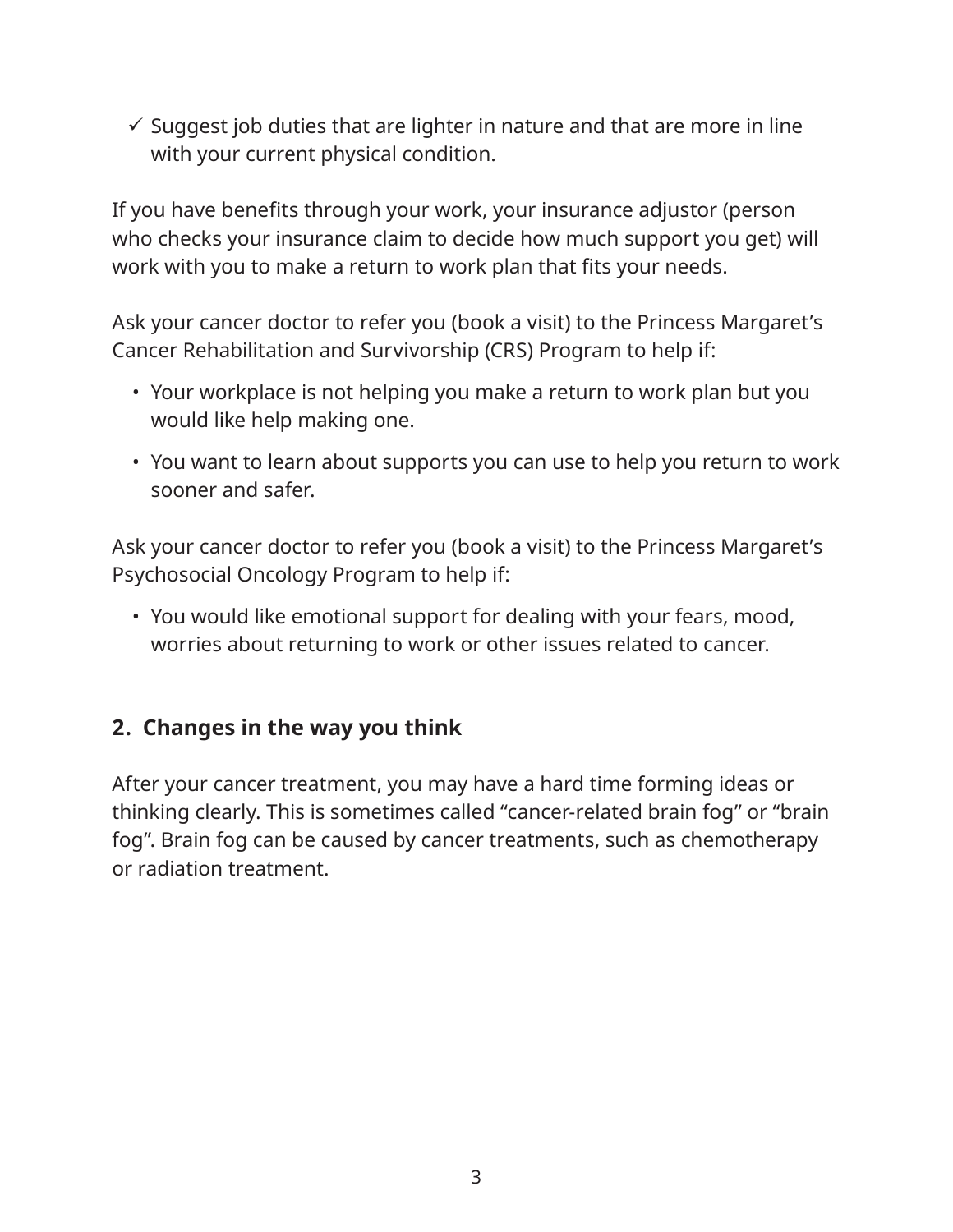- ✓ Suggest job duties that are lighter in nature and that are more in line with your current physical condition.

If you have benefits through your work, your insurance adjustor (person who checks your insurance claim to decide how much support you get) will work with you to make a return to work plan that fits your needs.

Ask your cancer doctor to refer you (book a visit) to the Princess Margaret's Cancer Rehabilitation and Survivorship (CRS) Program to help if:

- Your workplace is not helping you make a return to work plan but you would like help making one.
- You want to learn about supports you can use to help you return to work sooner and safer.

Ask your cancer doctor to refer you (book a visit) to the Princess Margaret's Psychosocial Oncology Program to help if:

- You would like emotional support for dealing with your fears, mood, worries about returning to work or other issues related to cancer.

## 2. Changes in the way you think

After your cancer treatment, you may have a hard time forming ideas or thinking clearly. This is sometimes called "cancer-related brain fog" or "brain fog". Brain fog can be caused by cancer treatments, such as chemotherapy or radiation treatment.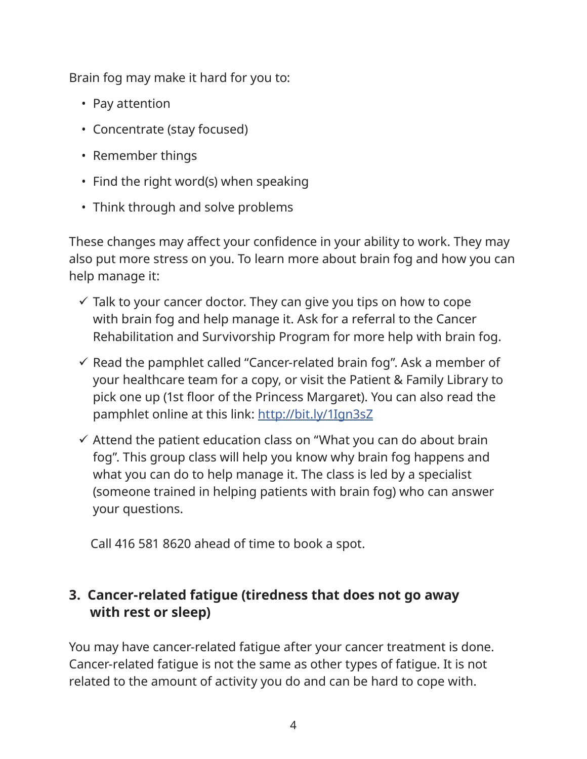Brain fog may make it hard for you to:

- Pay attention
- Concentrate (stay focused)
- Remember things
- Find the right word(s) when speaking
- Think through and solve problems

These changes may affect your confidence in your ability to work. They may also put more stress on you. To learn more about brain fog and how you can help manage it:

- ✓ Talk to your cancer doctor. They can give you tips on how to cope with brain fog and help manage it. Ask for a referral to the Cancer Rehabilitation and Survivorship Program for more help with brain fog.
- ✓ Read the pamphlet called "Cancer-related brain fog". Ask a member of your healthcare team for a copy, or visit the Patient & Family Library to pick one up (1st floor of the Princess Margaret). You can also read the pamphlet online at this link: [http://bit.ly/1Ign3sZ](http://bit.ly/1Ign3sZ)
- ✓ Attend the patient education class on "What you can do about brain fog". This group class will help you know why brain fog happens and what you can do to help manage it. The class is led by a specialist (someone trained in helping patients with brain fog) who can answer your questions.

  Call 416 581 8620 ahead of time to book a spot.

### 3. Cancer-related fatigue (tiredness that does not go away with rest or sleep)

You may have cancer-related fatigue after your cancer treatment is done. Cancer-related fatigue is not the same as other types of fatigue. It is not related to the amount of activity you do and can be hard to cope with.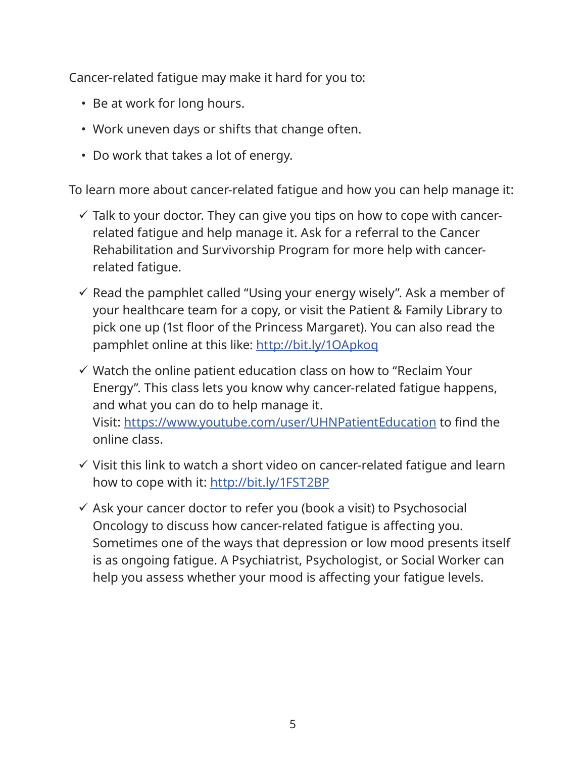Cancer-related fatigue may make it hard for you to:

- Be at work for long hours.
- Work uneven days or shifts that change often.
- Do work that takes a lot of energy.

To learn more about cancer-related fatigue and how you can help manage it:

- ✓ Talk to your doctor. They can give you tips on how to cope with cancer-related fatigue and help manage it. Ask for a referral to the Cancer Rehabilitation and Survivorship Program for more help with cancer-related fatigue.
- ✓ Read the pamphlet called "Using your energy wisely". Ask a member of your healthcare team for a copy, or visit the Patient & Family Library to pick one up (1st floor of the Princess Margaret). You can also read the pamphlet online at this like: [http://bit.ly/1OApkoq](http://bit.ly/1OApkoq)
- ✓ Watch the online patient education class on how to "Reclaim Your Energy". This class lets you know why cancer-related fatigue happens, and what you can do to help manage it.
  Visit: [https://www.youtube.com/user/UHNPatientEducation](https://www.youtube.com/user/UHNPatientEducation) to find the online class.
- ✓ Visit this link to watch a short video on cancer-related fatigue and learn how to cope with it: [http://bit.ly/1FST2BP](http://bit.ly/1FST2BP)
- ✓ Ask your cancer doctor to refer you (book a visit) to Psychosocial Oncology to discuss how cancer-related fatigue is affecting you. Sometimes one of the ways that depression or low mood presents itself is as ongoing fatigue. A Psychiatrist, Psychologist, or Social Worker can help you assess whether your mood is affecting your fatigue levels.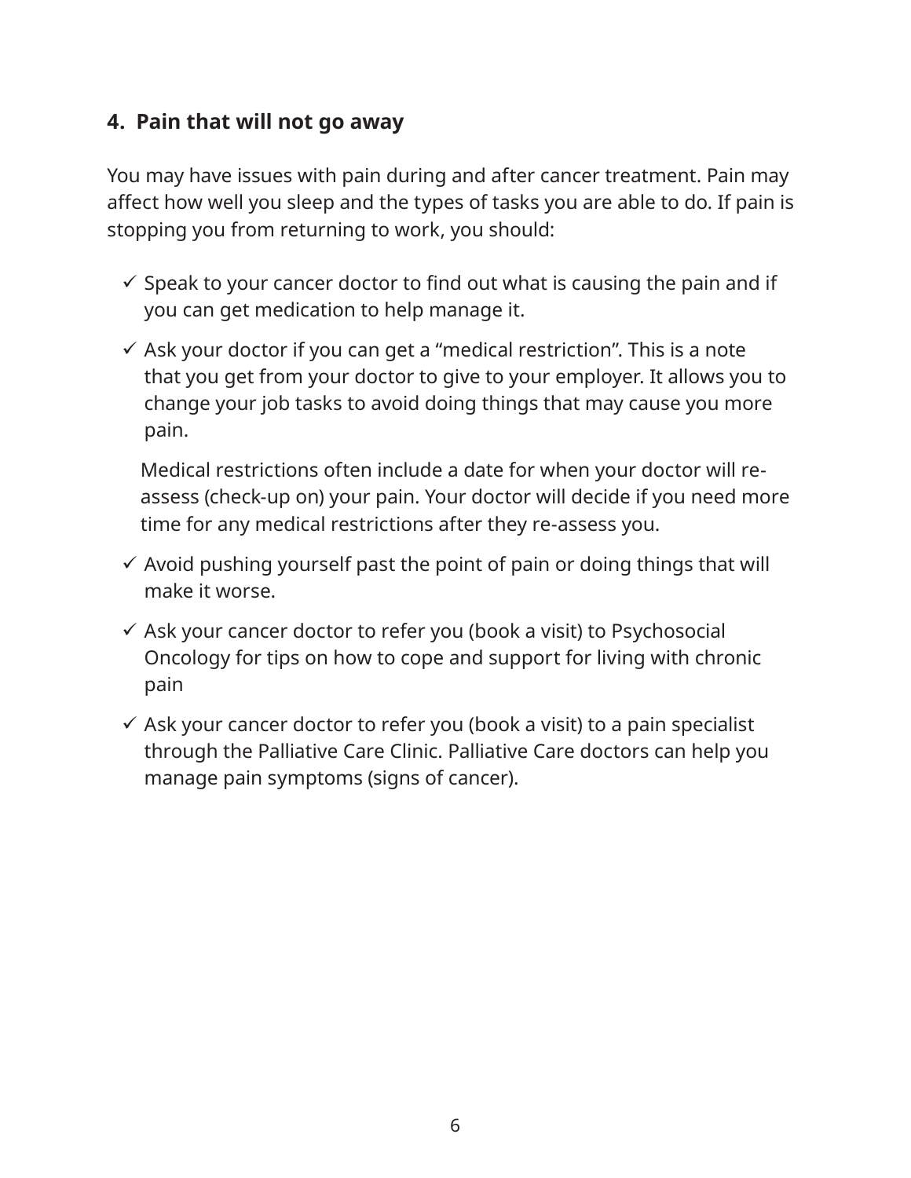### 4. Pain that will not go away

You may have issues with pain during and after cancer treatment. Pain may affect how well you sleep and the types of tasks you are able to do. If pain is stopping you from returning to work, you should:

- ✓ Speak to your cancer doctor to find out what is causing the pain and if you can get medication to help manage it.
- ✓ Ask your doctor if you can get a "medical restriction". This is a note that you get from your doctor to give to your employer. It allows you to change your job tasks to avoid doing things that may cause you more pain.

  Medical restrictions often include a date for when your doctor will re-assess (check-up on) your pain. Your doctor will decide if you need more time for any medical restrictions after they re-assess you.
- ✓ Avoid pushing yourself past the point of pain or doing things that will make it worse.
- ✓ Ask your cancer doctor to refer you (book a visit) to Psychosocial Oncology for tips on how to cope and support for living with chronic pain
- ✓ Ask your cancer doctor to refer you (book a visit) to a pain specialist through the Palliative Care Clinic. Palliative Care doctors can help you manage pain symptoms (signs of cancer).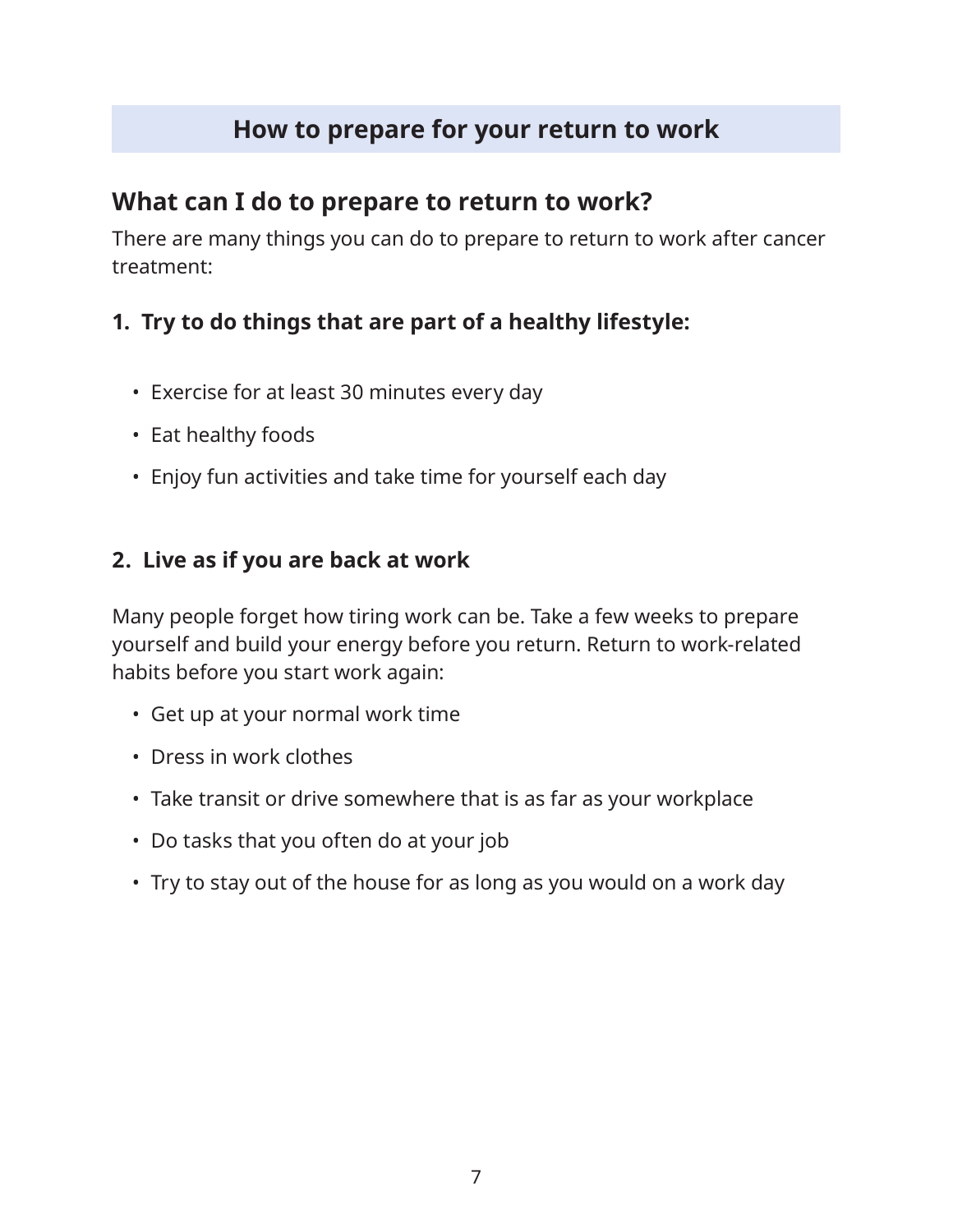## How to prepare for your return to work

### What can I do to prepare to return to work?

There are many things you can do to prepare to return to work after cancer treatment:

**1. Try to do things that are part of a healthy lifestyle:**

- Exercise for at least 30 minutes every day
- Eat healthy foods
- Enjoy fun activities and take time for yourself each day

**2. Live as if you are back at work**

Many people forget how tiring work can be. Take a few weeks to prepare yourself and build your energy before you return. Return to work-related habits before you start work again:

- Get up at your normal work time
- Dress in work clothes
- Take transit or drive somewhere that is as far as your workplace
- Do tasks that you often do at your job
- Try to stay out of the house for as long as you would on a work day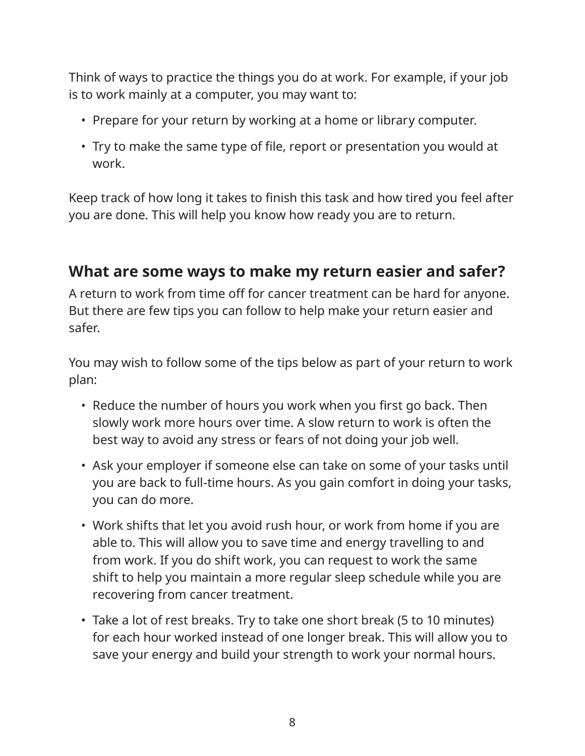Think of ways to practice the things you do at work. For example, if your job is to work mainly at a computer, you may want to:

- Prepare for your return by working at a home or library computer.
- Try to make the same type of file, report or presentation you would at work.

Keep track of how long it takes to finish this task and how tired you feel after you are done. This will help you know how ready you are to return.

## What are some ways to make my return easier and safer?

A return to work from time off for cancer treatment can be hard for anyone. But there are few tips you can follow to help make your return easier and safer.

You may wish to follow some of the tips below as part of your return to work plan:

- Reduce the number of hours you work when you first go back. Then slowly work more hours over time. A slow return to work is often the best way to avoid any stress or fears of not doing your job well.
- Ask your employer if someone else can take on some of your tasks until you are back to full-time hours. As you gain comfort in doing your tasks, you can do more.
- Work shifts that let you avoid rush hour, or work from home if you are able to. This will allow you to save time and energy travelling to and from work. If you do shift work, you can request to work the same shift to help you maintain a more regular sleep schedule while you are recovering from cancer treatment.
- Take a lot of rest breaks. Try to take one short break (5 to 10 minutes) for each hour worked instead of one longer break. This will allow you to save your energy and build your strength to work your normal hours.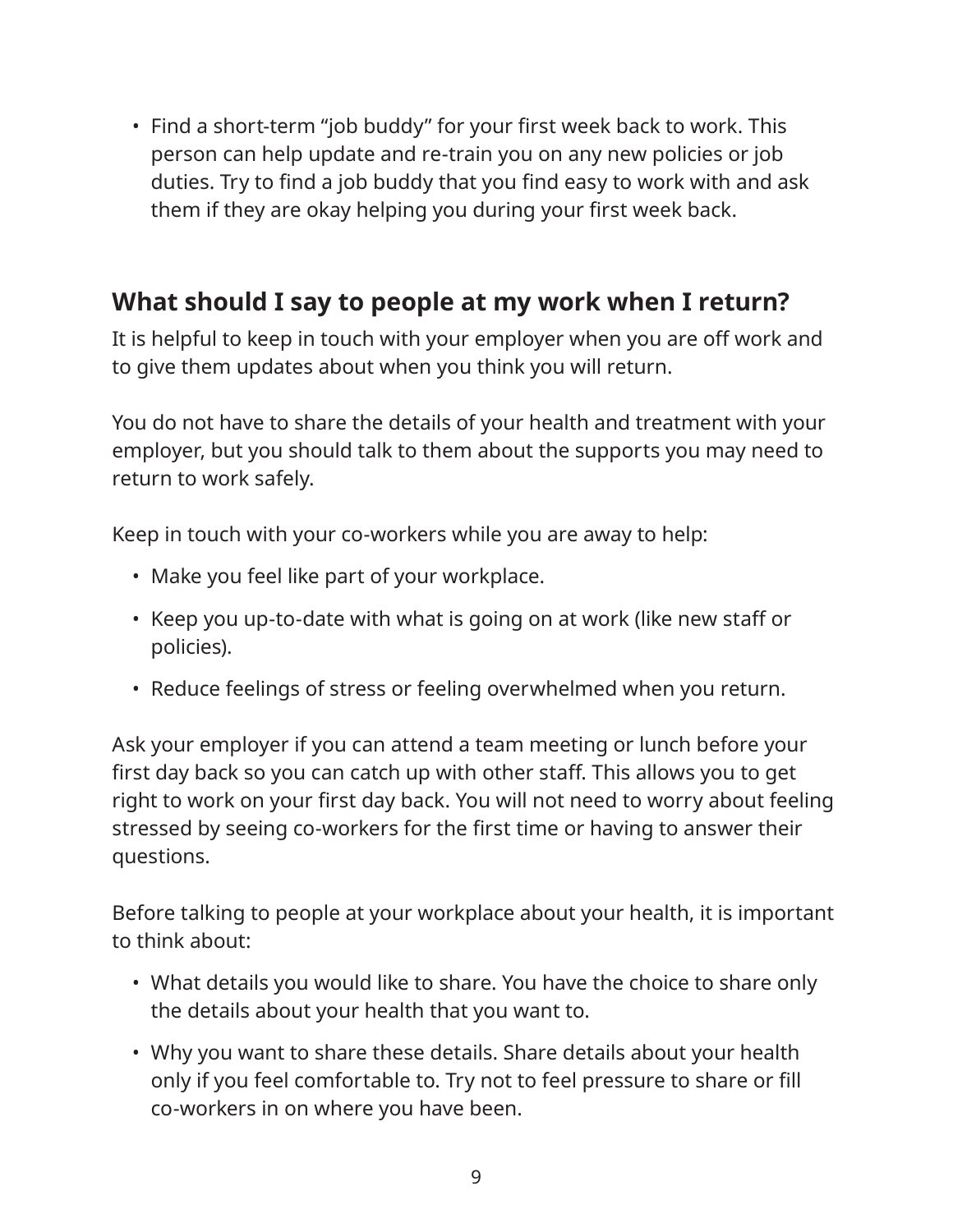- Find a short-term "job buddy" for your first week back to work. This person can help update and re-train you on any new policies or job duties. Try to find a job buddy that you find easy to work with and ask them if they are okay helping you during your first week back.

## What should I say to people at my work when I return?

It is helpful to keep in touch with your employer when you are off work and to give them updates about when you think you will return.

You do not have to share the details of your health and treatment with your employer, but you should talk to them about the supports you may need to return to work safely.

Keep in touch with your co-workers while you are away to help:

- Make you feel like part of your workplace.
- Keep you up-to-date with what is going on at work (like new staff or policies).
- Reduce feelings of stress or feeling overwhelmed when you return.

Ask your employer if you can attend a team meeting or lunch before your first day back so you can catch up with other staff. This allows you to get right to work on your first day back. You will not need to worry about feeling stressed by seeing co-workers for the first time or having to answer their questions.

Before talking to people at your workplace about your health, it is important to think about:

- What details you would like to share. You have the choice to share only the details about your health that you want to.
- Why you want to share these details. Share details about your health only if you feel comfortable to. Try not to feel pressure to share or fill co-workers in on where you have been.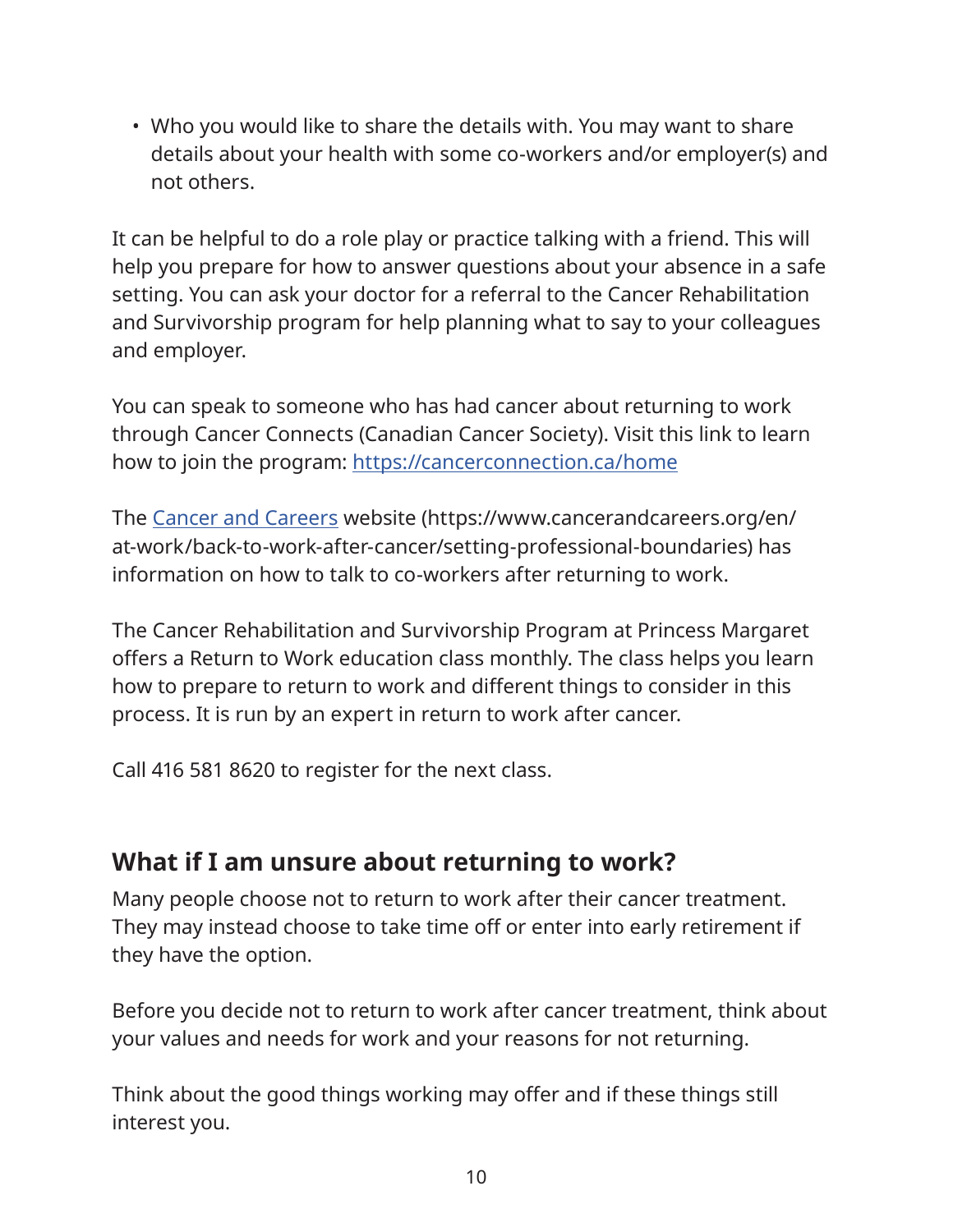- Who you would like to share the details with. You may want to share details about your health with some co-workers and/or employer(s) and not others.

It can be helpful to do a role play or practice talking with a friend. This will help you prepare for how to answer questions about your absence in a safe setting. You can ask your doctor for a referral to the Cancer Rehabilitation and Survivorship program for help planning what to say to your colleagues and employer.

You can speak to someone who has had cancer about returning to work through Cancer Connects (Canadian Cancer Society). Visit this link to learn how to join the program: [https://cancerconnection.ca/home](https://cancerconnection.ca/home)

The [Cancer and Careers](https://www.cancerandcareers.org/en/at-work/back-to-work-after-cancer/setting-professional-boundaries) website (https://www.cancerandcareers.org/en/at-work/back-to-work-after-cancer/setting-professional-boundaries) has information on how to talk to co-workers after returning to work.

The Cancer Rehabilitation and Survivorship Program at Princess Margaret offers a Return to Work education class monthly. The class helps you learn how to prepare to return to work and different things to consider in this process. It is run by an expert in return to work after cancer.

Call 416 581 8620 to register for the next class.

## What if I am unsure about returning to work?

Many people choose not to return to work after their cancer treatment. They may instead choose to take time off or enter into early retirement if they have the option.

Before you decide not to return to work after cancer treatment, think about your values and needs for work and your reasons for not returning.

Think about the good things working may offer and if these things still interest you.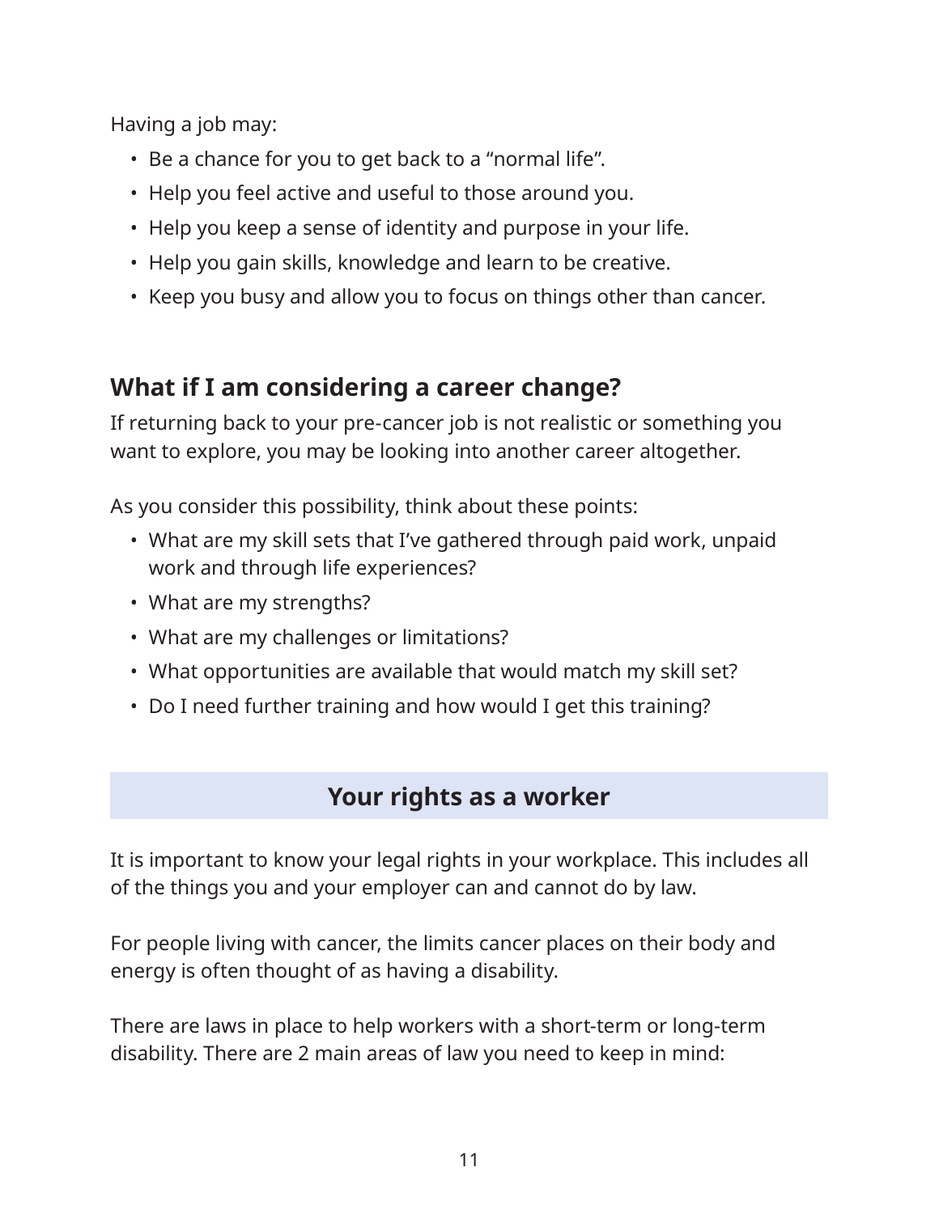Having a job may:

- Be a chance for you to get back to a “normal life”.
- Help you feel active and useful to those around you.
- Help you keep a sense of identity and purpose in your life.
- Help you gain skills, knowledge and learn to be creative.
- Keep you busy and allow you to focus on things other than cancer.

## What if I am considering a career change?

If returning back to your pre-cancer job is not realistic or something you want to explore, you may be looking into another career altogether.

As you consider this possibility, think about these points:

- What are my skill sets that I’ve gathered through paid work, unpaid work and through life experiences?
- What are my strengths?
- What are my challenges or limitations?
- What opportunities are available that would match my skill set?
- Do I need further training and how would I get this training?

## Your rights as a worker

It is important to know your legal rights in your workplace. This includes all of the things you and your employer can and cannot do by law.

For people living with cancer, the limits cancer places on their body and energy is often thought of as having a disability.

There are laws in place to help workers with a short-term or long-term disability. There are 2 main areas of law you need to keep in mind: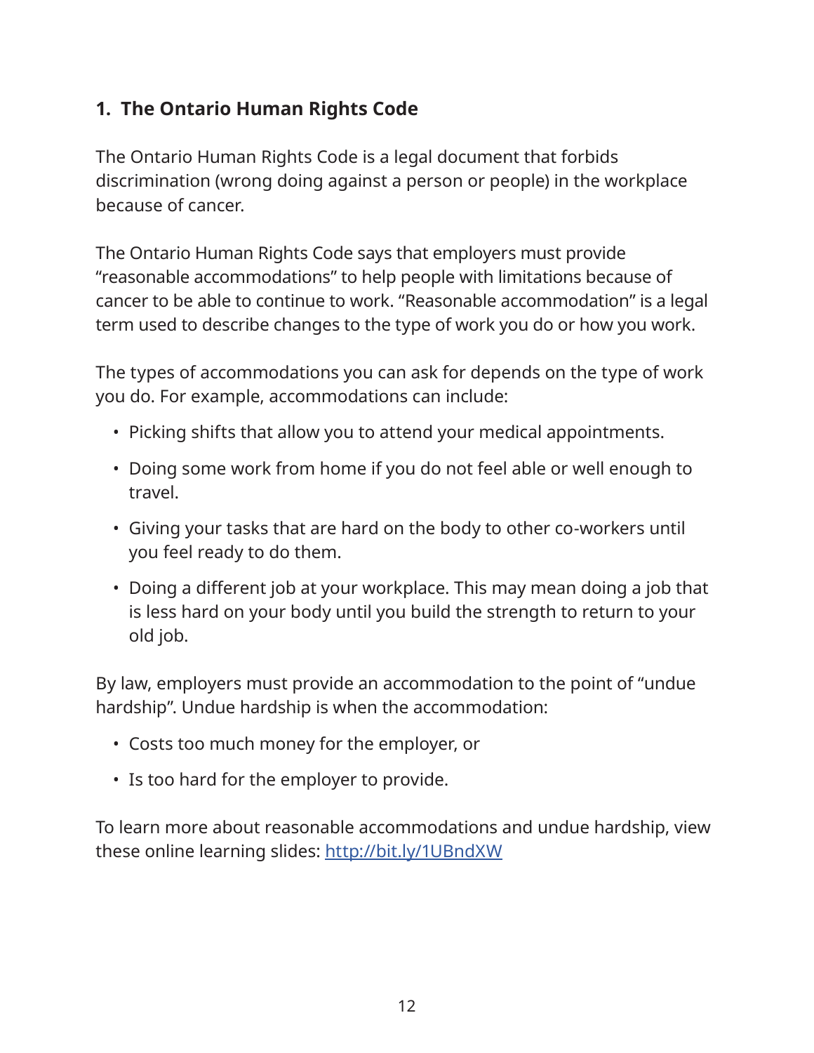## 1. The Ontario Human Rights Code

The Ontario Human Rights Code is a legal document that forbids discrimination (wrong doing against a person or people) in the workplace because of cancer.

The Ontario Human Rights Code says that employers must provide "reasonable accommodations" to help people with limitations because of cancer to be able to continue to work. "Reasonable accommodation" is a legal term used to describe changes to the type of work you do or how you work.

The types of accommodations you can ask for depends on the type of work you do. For example, accommodations can include:

- Picking shifts that allow you to attend your medical appointments.
- Doing some work from home if you do not feel able or well enough to travel.
- Giving your tasks that are hard on the body to other co-workers until you feel ready to do them.
- Doing a different job at your workplace. This may mean doing a job that is less hard on your body until you build the strength to return to your old job.

By law, employers must provide an accommodation to the point of "undue hardship". Undue hardship is when the accommodation:

- Costs too much money for the employer, or
- Is too hard for the employer to provide.

To learn more about reasonable accommodations and undue hardship, view these online learning slides: [http://bit.ly/1UBndXW](http://bit.ly/1UBndXW)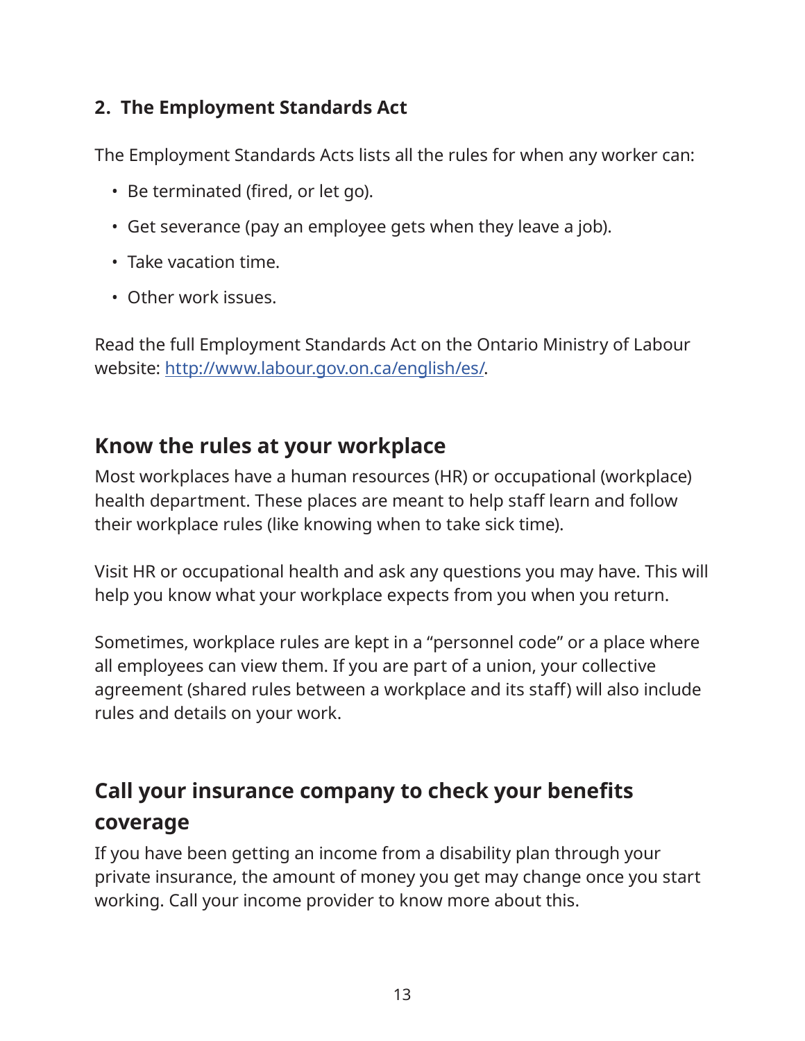### 2. The Employment Standards Act

The Employment Standards Acts lists all the rules for when any worker can:

- Be terminated (fired, or let go).
- Get severance (pay an employee gets when they leave a job).
- Take vacation time.
- Other work issues.

Read the full Employment Standards Act on the Ontario Ministry of Labour website: [http://www.labour.gov.on.ca/english/es/](http://www.labour.gov.on.ca/english/es/).

## Know the rules at your workplace

Most workplaces have a human resources (HR) or occupational (workplace) health department. These places are meant to help staff learn and follow their workplace rules (like knowing when to take sick time).

Visit HR or occupational health and ask any questions you may have. This will help you know what your workplace expects from you when you return.

Sometimes, workplace rules are kept in a "personnel code" or a place where all employees can view them. If you are part of a union, your collective agreement (shared rules between a workplace and its staff) will also include rules and details on your work.

## Call your insurance company to check your benefits coverage

If you have been getting an income from a disability plan through your private insurance, the amount of money you get may change once you start working. Call your income provider to know more about this.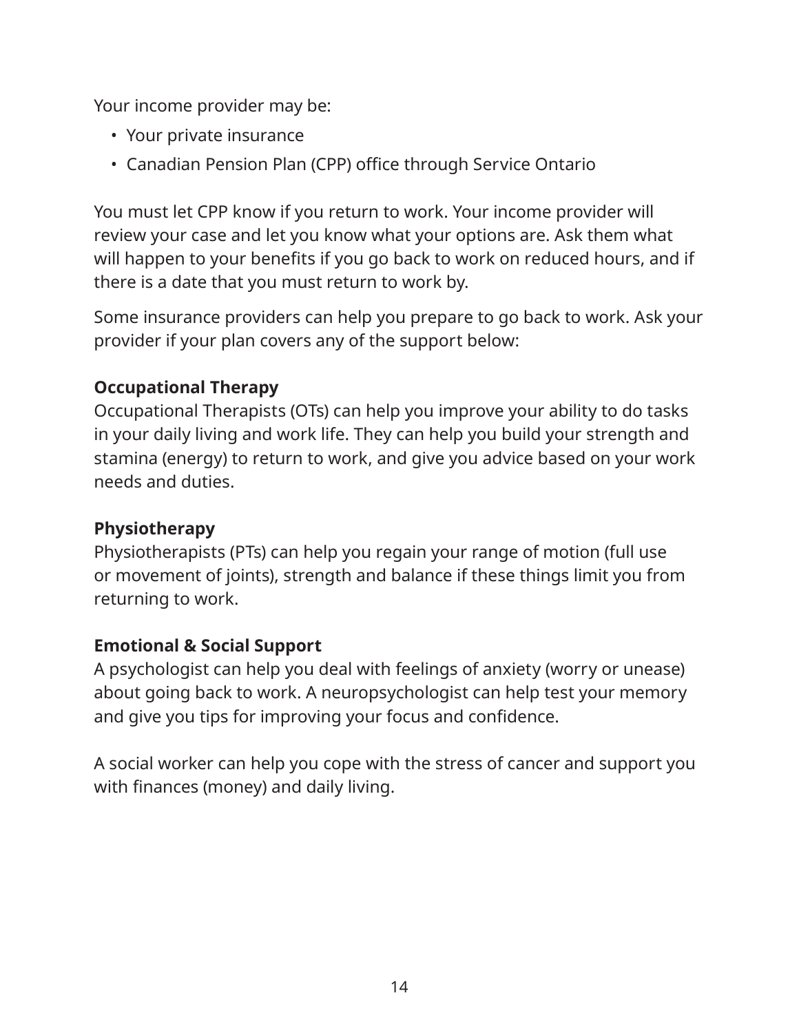Your income provider may be:

- Your private insurance
- Canadian Pension Plan (CPP) office through Service Ontario

You must let CPP know if you return to work. Your income provider will review your case and let you know what your options are. Ask them what will happen to your benefits if you go back to work on reduced hours, and if there is a date that you must return to work by.

Some insurance providers can help you prepare to go back to work. Ask your provider if your plan covers any of the support below:

**Occupational Therapy**
Occupational Therapists (OTs) can help you improve your ability to do tasks in your daily living and work life. They can help you build your strength and stamina (energy) to return to work, and give you advice based on your work needs and duties.

**Physiotherapy**
Physiotherapists (PTs) can help you regain your range of motion (full use or movement of joints), strength and balance if these things limit you from returning to work.

**Emotional & Social Support**
A psychologist can help you deal with feelings of anxiety (worry or unease) about going back to work. A neuropsychologist can help test your memory and give you tips for improving your focus and confidence.

A social worker can help you cope with the stress of cancer and support you with finances (money) and daily living.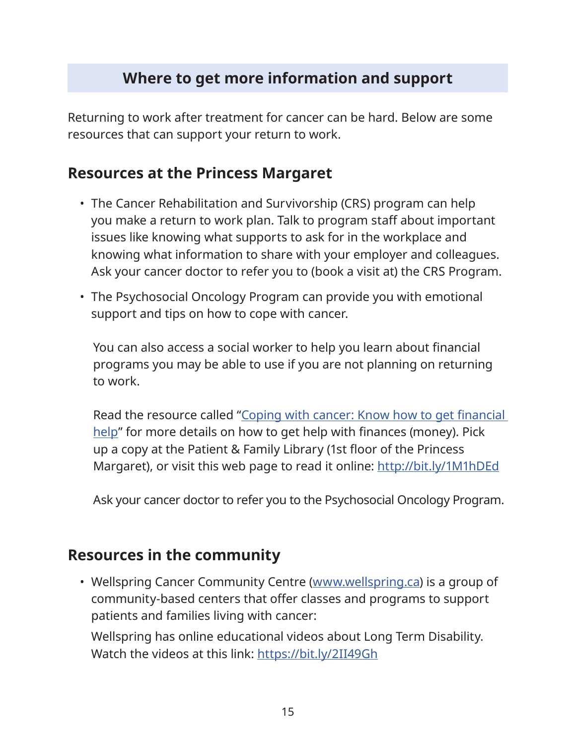## Where to get more information and support

Returning to work after treatment for cancer can be hard. Below are some resources that can support your return to work.

### Resources at the Princess Margaret

- The Cancer Rehabilitation and Survivorship (CRS) program can help you make a return to work plan. Talk to program staff about important issues like knowing what supports to ask for in the workplace and knowing what information to share with your employer and colleagues. Ask your cancer doctor to refer you to (book a visit at) the CRS Program.

- The Psychosocial Oncology Program can provide you with emotional support and tips on how to cope with cancer.

  You can also access a social worker to help you learn about financial programs you may be able to use if you are not planning on returning to work.

  Read the resource called "Coping with cancer: Know how to get financial help" for more details on how to get help with finances (money). Pick up a copy at the Patient & Family Library (1st floor of the Princess Margaret), or visit this web page to read it online: http://bit.ly/1M1hDEd

  Ask your cancer doctor to refer you to the Psychosocial Oncology Program.

### Resources in the community

- Wellspring Cancer Community Centre (www.wellspring.ca) is a group of community-based centers that offer classes and programs to support patients and families living with cancer:

  Wellspring has online educational videos about Long Term Disability. Watch the videos at this link: https://bit.ly/2II49Gh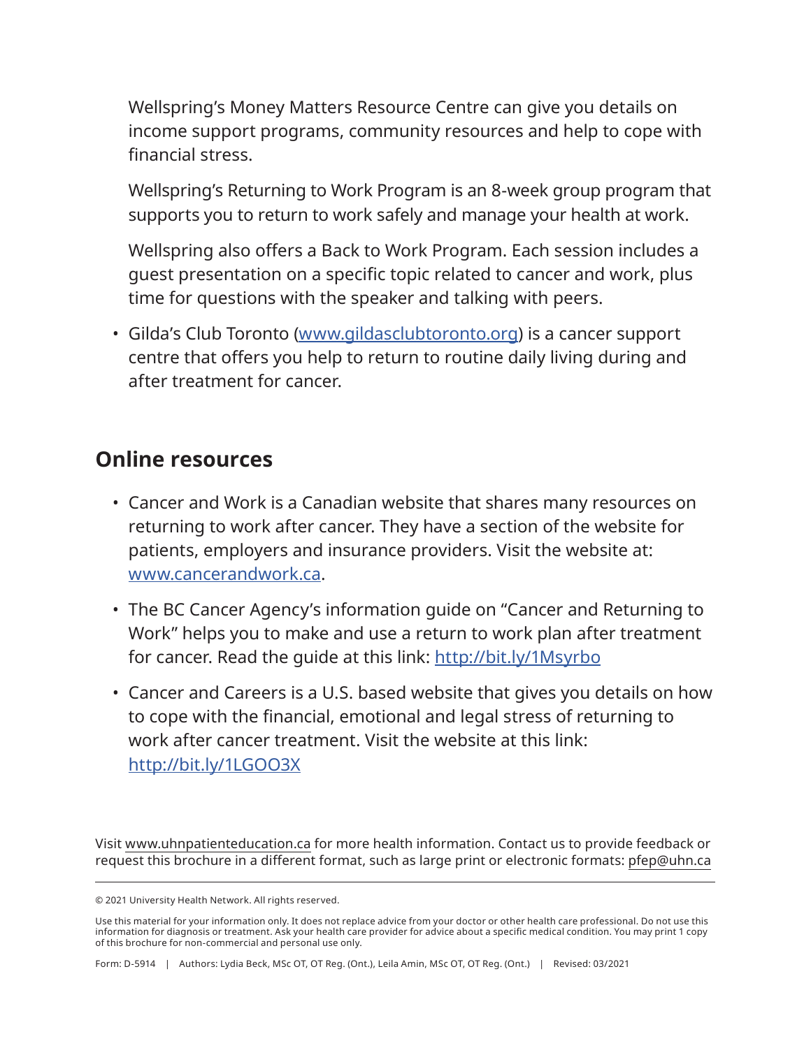Wellspring's Money Matters Resource Centre can give you details on income support programs, community resources and help to cope with financial stress.

Wellspring's Returning to Work Program is an 8-week group program that supports you to return to work safely and manage your health at work.

Wellspring also offers a Back to Work Program. Each session includes a guest presentation on a specific topic related to cancer and work, plus time for questions with the speaker and talking with peers.

- Gilda's Club Toronto (www.gildasclubtoronto.org) is a cancer support centre that offers you help to return to routine daily living during and after treatment for cancer.

## Online resources

- Cancer and Work is a Canadian website that shares many resources on returning to work after cancer. They have a section of the website for patients, employers and insurance providers. Visit the website at: www.cancerandwork.ca.
- The BC Cancer Agency's information guide on "Cancer and Returning to Work" helps you to make and use a return to work plan after treatment for cancer. Read the guide at this link: http://bit.ly/1Msyrbo
- Cancer and Careers is a U.S. based website that gives you details on how to cope with the financial, emotional and legal stress of returning to work after cancer treatment. Visit the website at this link: http://bit.ly/1LGOO3X

Visit www.uhnpatienteducation.ca for more health information. Contact us to provide feedback or request this brochure in a different format, such as large print or electronic formats: pfep@uhn.ca

© 2021 University Health Network. All rights reserved.

Use this material for your information only. It does not replace advice from your doctor or other health care professional. Do not use this information for diagnosis or treatment. Ask your health care provider for advice about a specific medical condition. You may print 1 copy of this brochure for non-commercial and personal use only.

Form: D-5914 | Authors: Lydia Beck, MSc OT, OT Reg. (Ont.), Leila Amin, MSc OT, OT Reg. (Ont.) | Revised: 03/2021